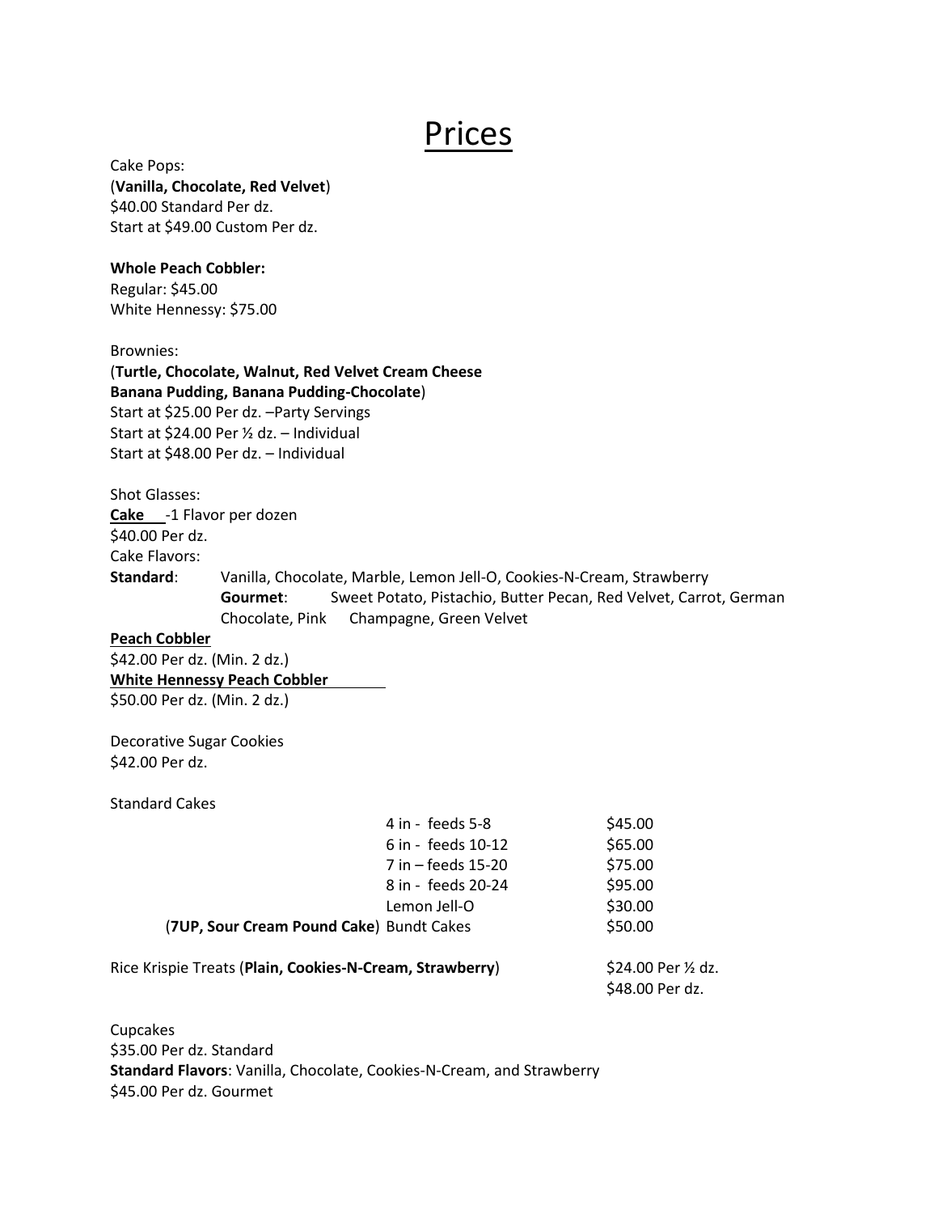# Prices

Cake Pops:
(**Vanilla, Chocolate, Red Velvet**)
$40.00 Standard Per dz.
Start at $49.00 Custom Per dz.

**Whole Peach Cobbler:**
Regular: $45.00
White Hennessy: $75.00

Brownies:
(**Turtle, Chocolate, Walnut, Red Velvet Cream Cheese Banana Pudding, Banana Pudding-Chocolate**)
Start at $25.00 Per dz. –Party Servings
Start at $24.00 Per ½ dz. – Individual
Start at $48.00 Per dz. – Individual

Shot Glasses:
**Cake** -1 Flavor per dozen
$40.00 Per dz.
Cake Flavors:
**Standard**: Vanilla, Chocolate, Marble, Lemon Jell-O, Cookies-N-Cream, Strawberry
**Gourmet**: Sweet Potato, Pistachio, Butter Pecan, Red Velvet, Carrot, German Chocolate, Pink Champagne, Green Velvet

**Peach Cobbler**
$42.00 Per dz. (Min. 2 dz.)
**White Hennessy Peach Cobbler**
$50.00 Per dz. (Min. 2 dz.)

Decorative Sugar Cookies
$42.00 Per dz.

Standard Cakes

| | | |
|---|---|---|
| | 4 in - feeds 5-8 | $45.00 |
| | 6 in - feeds 10-12 | $65.00 |
| | 7 in – feeds 15-20 | $75.00 |
| | 8 in - feeds 20-24 | $95.00 |
| | Lemon Jell-O | $30.00 |
| (**7UP, Sour Cream Pound Cake**) | Bundt Cakes | $50.00 |

Rice Krispie Treats (**Plain, Cookies-N-Cream, Strawberry**) $24.00 Per ½ dz.
$48.00 Per dz.

Cupcakes
$35.00 Per dz. Standard
**Standard Flavors**: Vanilla, Chocolate, Cookies-N-Cream, and Strawberry
$45.00 Per dz. Gourmet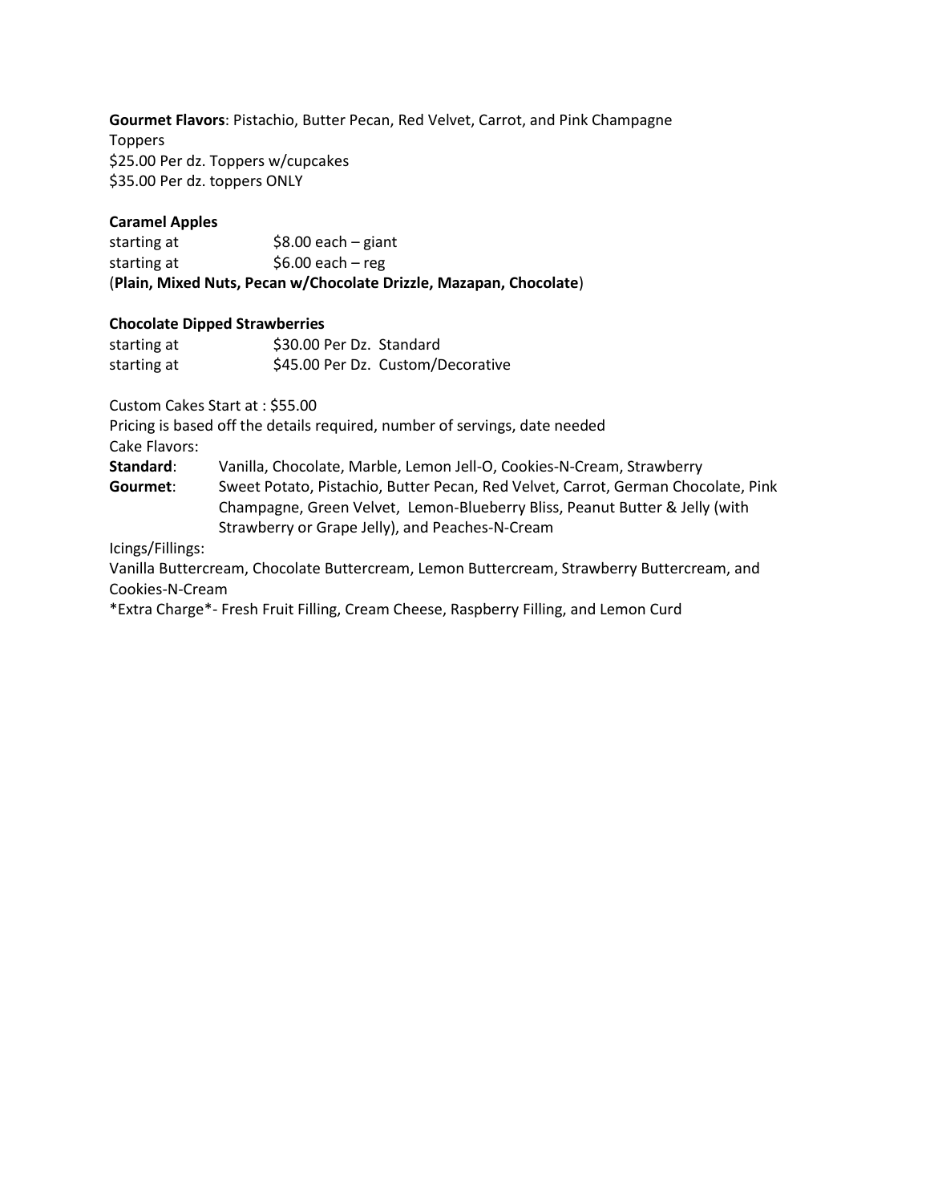**Gourmet Flavors**: Pistachio, Butter Pecan, Red Velvet, Carrot, and Pink Champagne
Toppers
$25.00 Per dz. Toppers w/cupcakes
$35.00 Per dz. toppers ONLY

**Caramel Apples**

| | |
|---|---|
| starting at | $8.00 each – giant |
| starting at | $6.00 each – reg |

(**Plain, Mixed Nuts, Pecan w/Chocolate Drizzle, Mazapan, Chocolate**)

**Chocolate Dipped Strawberries**

| | |
|---|---|
| starting at | $30.00 Per Dz. Standard |
| starting at | $45.00 Per Dz. Custom/Decorative |

Custom Cakes Start at : $55.00
Pricing is based off the details required, number of servings, date needed
Cake Flavors:

**Standard**: Vanilla, Chocolate, Marble, Lemon Jell-O, Cookies-N-Cream, Strawberry

**Gourmet**: Sweet Potato, Pistachio, Butter Pecan, Red Velvet, Carrot, German Chocolate, Pink Champagne, Green Velvet, Lemon-Blueberry Bliss, Peanut Butter & Jelly (with Strawberry or Grape Jelly), and Peaches-N-Cream

Icings/Fillings:
Vanilla Buttercream, Chocolate Buttercream, Lemon Buttercream, Strawberry Buttercream, and Cookies-N-Cream
*Extra Charge*- Fresh Fruit Filling, Cream Cheese, Raspberry Filling, and Lemon Curd